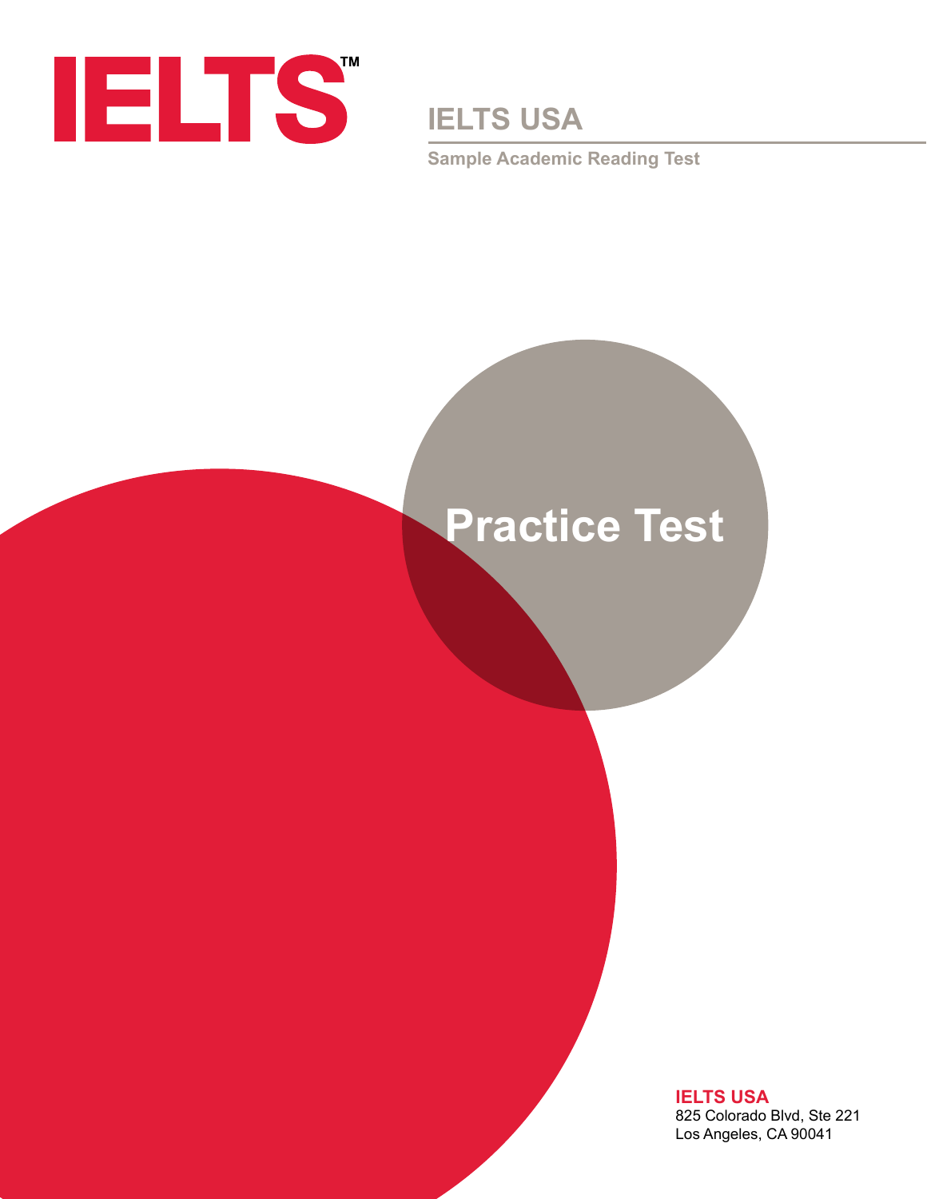# IELTS™

## IELTS USA

Sample Academic Reading Test

# Practice Test

**IELTS USA**
825 Colorado Blvd, Ste 221
Los Angeles, CA 90041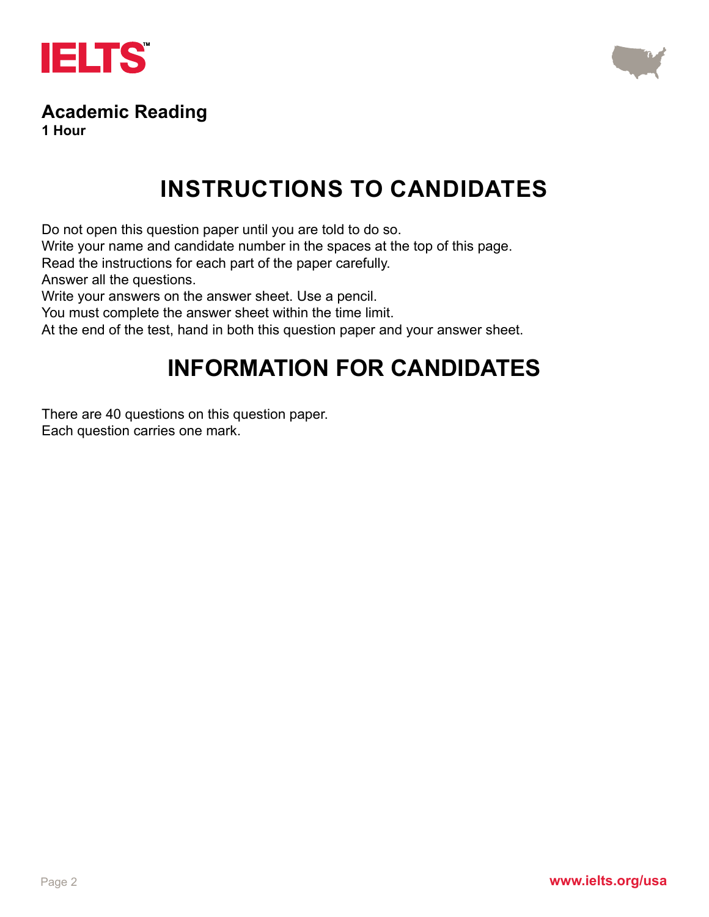# Academic Reading

**1 Hour**

## INSTRUCTIONS TO CANDIDATES

Do not open this question paper until you are told to do so.
Write your name and candidate number in the spaces at the top of this page.
Read the instructions for each part of the paper carefully.
Answer all the questions.
Write your answers on the answer sheet. Use a pencil.
You must complete the answer sheet within the time limit.
At the end of the test, hand in both this question paper and your answer sheet.

## INFORMATION FOR CANDIDATES

There are 40 questions on this question paper.
Each question carries one mark.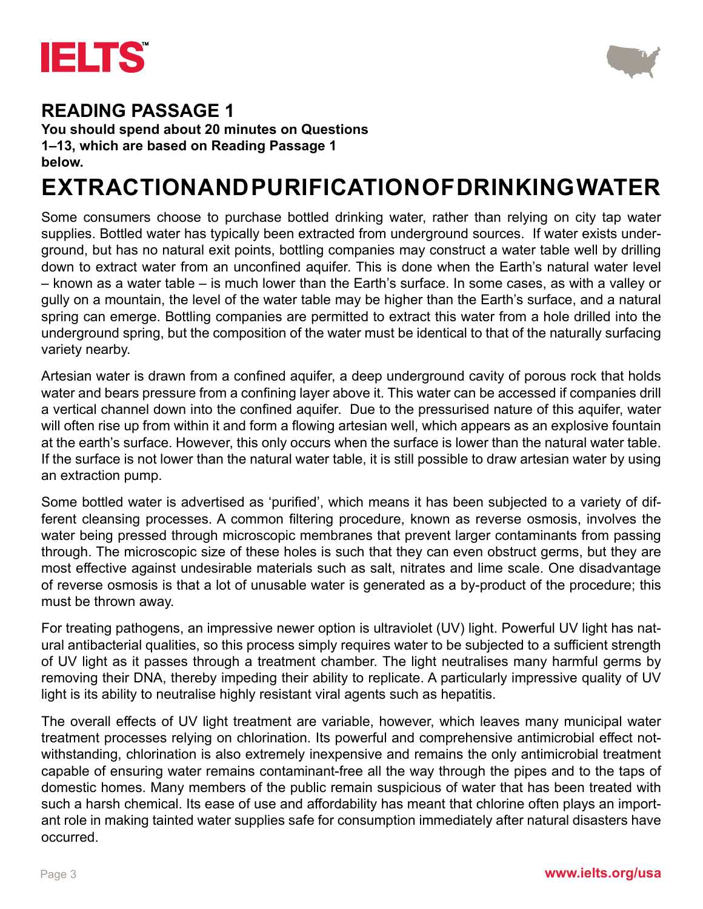## READING PASSAGE 1

**You should spend about 20 minutes on Questions 1–13, which are based on Reading Passage 1 below.**

# EXTRACTION AND PURIFICATION OF DRINKING WATER

Some consumers choose to purchase bottled drinking water, rather than relying on city tap water supplies. Bottled water has typically been extracted from underground sources. If water exists underground, but has no natural exit points, bottling companies may construct a water table well by drilling down to extract water from an unconfined aquifer. This is done when the Earth's natural water level – known as a water table – is much lower than the Earth's surface. In some cases, as with a valley or gully on a mountain, the level of the water table may be higher than the Earth's surface, and a natural spring can emerge. Bottling companies are permitted to extract this water from a hole drilled into the underground spring, but the composition of the water must be identical to that of the naturally surfacing variety nearby.

Artesian water is drawn from a confined aquifer, a deep underground cavity of porous rock that holds water and bears pressure from a confining layer above it. This water can be accessed if companies drill a vertical channel down into the confined aquifer. Due to the pressurised nature of this aquifer, water will often rise up from within it and form a flowing artesian well, which appears as an explosive fountain at the earth's surface. However, this only occurs when the surface is lower than the natural water table. If the surface is not lower than the natural water table, it is still possible to draw artesian water by using an extraction pump.

Some bottled water is advertised as 'purified', which means it has been subjected to a variety of different cleansing processes. A common filtering procedure, known as reverse osmosis, involves the water being pressed through microscopic membranes that prevent larger contaminants from passing through. The microscopic size of these holes is such that they can even obstruct germs, but they are most effective against undesirable materials such as salt, nitrates and lime scale. One disadvantage of reverse osmosis is that a lot of unusable water is generated as a by-product of the procedure; this must be thrown away.

For treating pathogens, an impressive newer option is ultraviolet (UV) light. Powerful UV light has natural antibacterial qualities, so this process simply requires water to be subjected to a sufficient strength of UV light as it passes through a treatment chamber. The light neutralises many harmful germs by removing their DNA, thereby impeding their ability to replicate. A particularly impressive quality of UV light is its ability to neutralise highly resistant viral agents such as hepatitis.

The overall effects of UV light treatment are variable, however, which leaves many municipal water treatment processes relying on chlorination. Its powerful and comprehensive antimicrobial effect notwithstanding, chlorination is also extremely inexpensive and remains the only antimicrobial treatment capable of ensuring water remains contaminant-free all the way through the pipes and to the taps of domestic homes. Many members of the public remain suspicious of water that has been treated with such a harsh chemical. Its ease of use and affordability has meant that chlorine often plays an important role in making tainted water supplies safe for consumption immediately after natural disasters have occurred.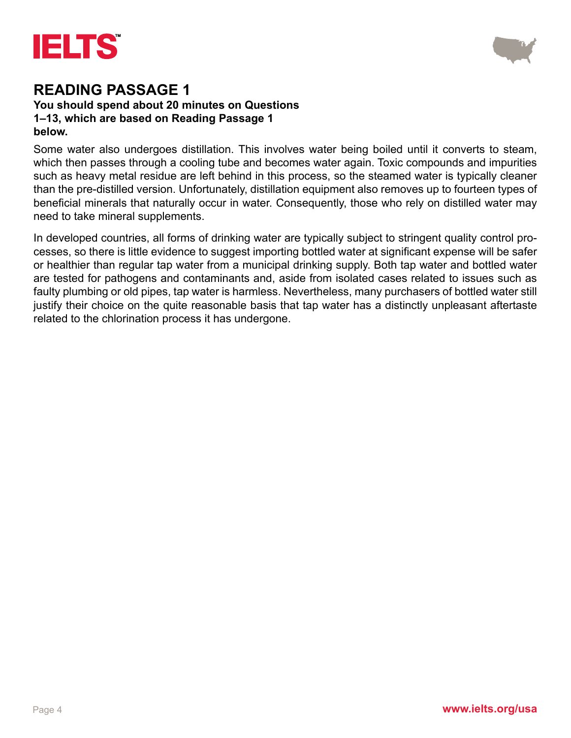## READING PASSAGE 1

**You should spend about 20 minutes on Questions 1–13, which are based on Reading Passage 1 below.**

Some water also undergoes distillation. This involves water being boiled until it converts to steam, which then passes through a cooling tube and becomes water again. Toxic compounds and impurities such as heavy metal residue are left behind in this process, so the steamed water is typically cleaner than the pre-distilled version. Unfortunately, distillation equipment also removes up to fourteen types of beneficial minerals that naturally occur in water. Consequently, those who rely on distilled water may need to take mineral supplements.

In developed countries, all forms of drinking water are typically subject to stringent quality control processes, so there is little evidence to suggest importing bottled water at significant expense will be safer or healthier than regular tap water from a municipal drinking supply. Both tap water and bottled water are tested for pathogens and contaminants and, aside from isolated cases related to issues such as faulty plumbing or old pipes, tap water is harmless. Nevertheless, many purchasers of bottled water still justify their choice on the quite reasonable basis that tap water has a distinctly unpleasant aftertaste related to the chlorination process it has undergone.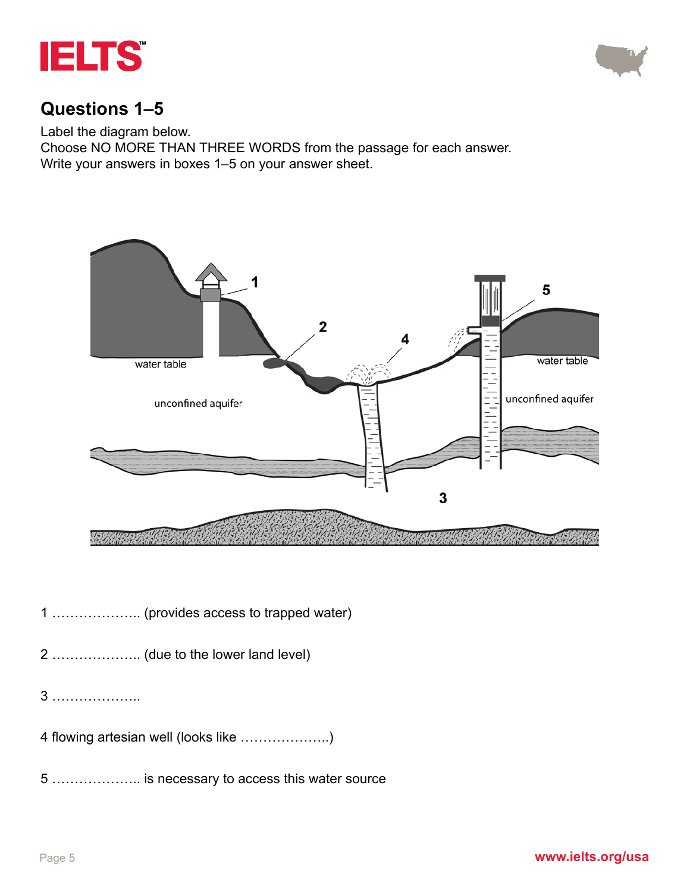## Questions 1–5

Label the diagram below.

Choose NO MORE THAN THREE WORDS from the passage for each answer.

Write your answers in boxes 1–5 on your answer sheet.

1 ……………….. (provides access to trapped water)

2 ……………….. (due to the lower land level)

3 ………………..

4 flowing artesian well (looks like ………………..)

5 ……………….. is necessary to access this water source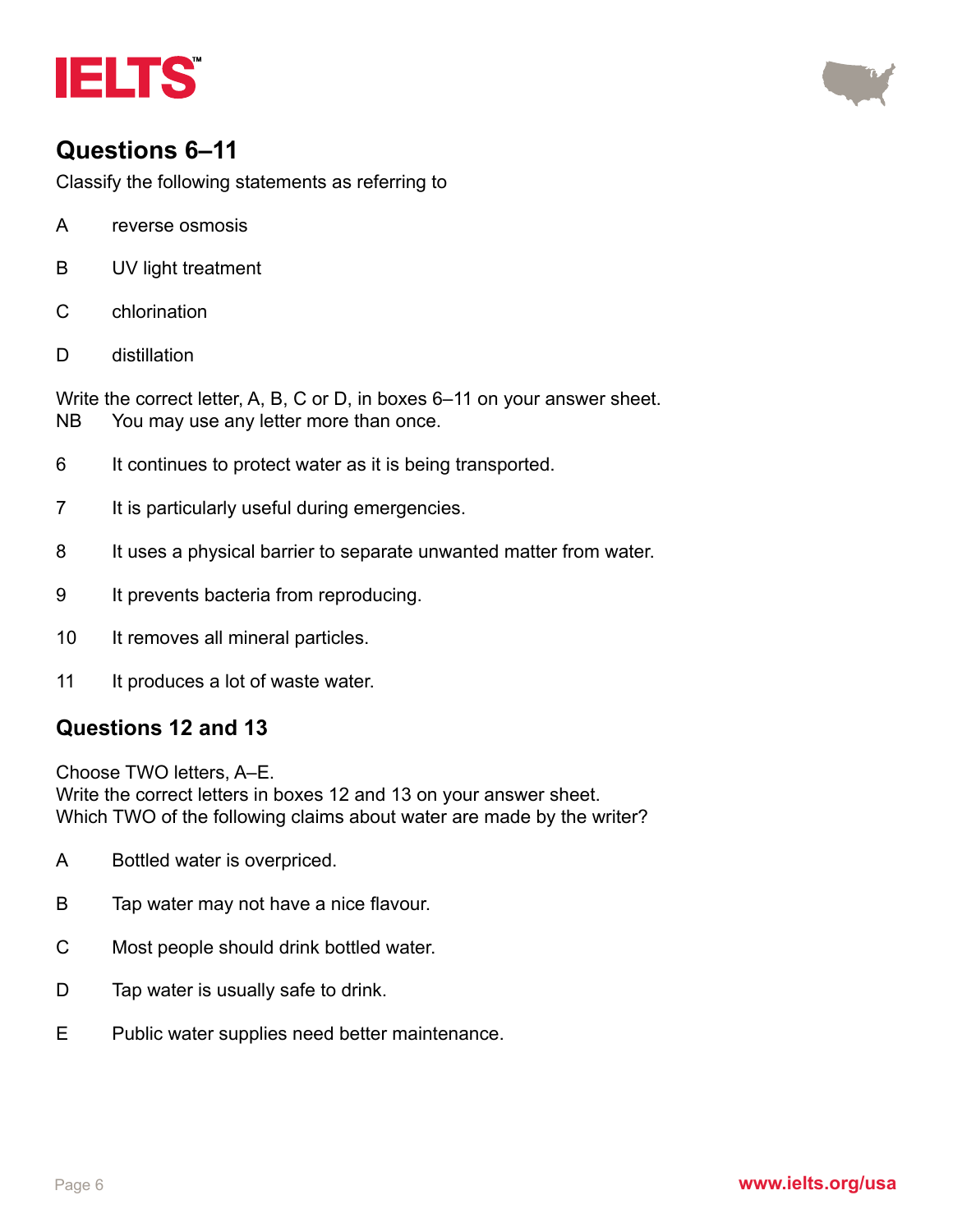## Questions 6–11

Classify the following statements as referring to

A reverse osmosis

B UV light treatment

C chlorination

D distillation

Write the correct letter, A, B, C or D, in boxes 6–11 on your answer sheet.
NB You may use any letter more than once.

6 It continues to protect water as it is being transported.

7 It is particularly useful during emergencies.

8 It uses a physical barrier to separate unwanted matter from water.

9 It prevents bacteria from reproducing.

10 It removes all mineral particles.

11 It produces a lot of waste water.

## Questions 12 and 13

Choose TWO letters, A–E.
Write the correct letters in boxes 12 and 13 on your answer sheet.
Which TWO of the following claims about water are made by the writer?

A Bottled water is overpriced.

B Tap water may not have a nice flavour.

C Most people should drink bottled water.

D Tap water is usually safe to drink.

E Public water supplies need better maintenance.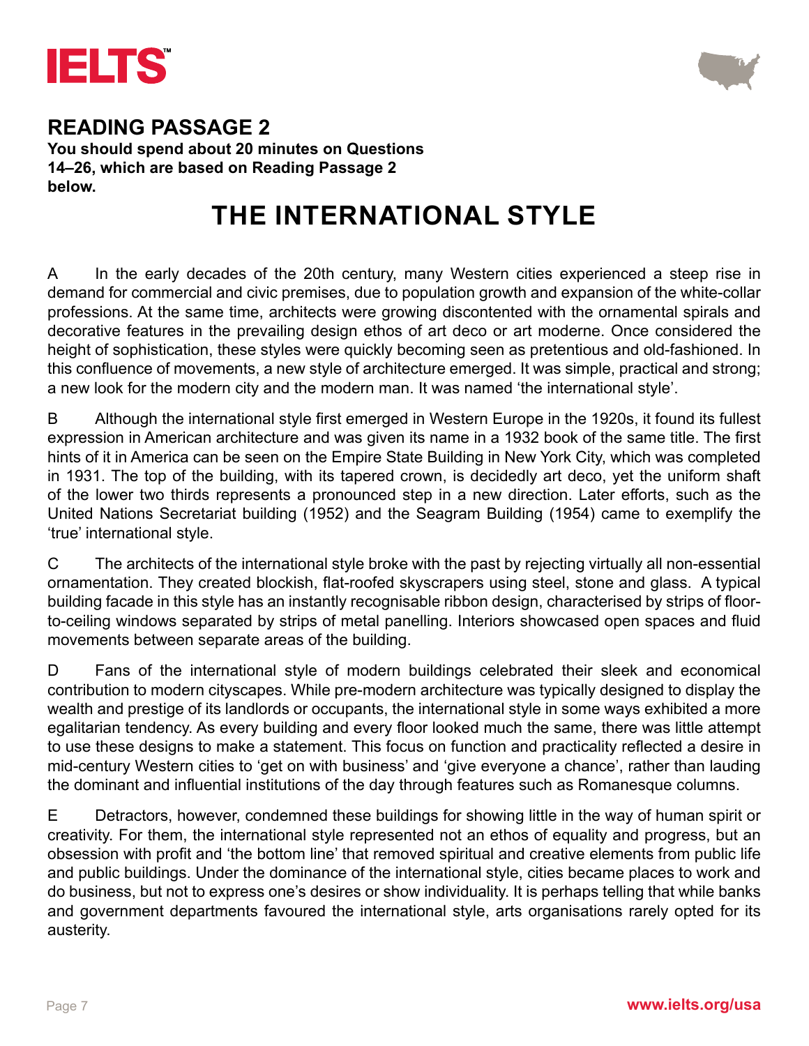## READING PASSAGE 2

**You should spend about 20 minutes on Questions 14–26, which are based on Reading Passage 2 below.**

# THE INTERNATIONAL STYLE

A In the early decades of the 20th century, many Western cities experienced a steep rise in demand for commercial and civic premises, due to population growth and expansion of the white-collar professions. At the same time, architects were growing discontented with the ornamental spirals and decorative features in the prevailing design ethos of art deco or art moderne. Once considered the height of sophistication, these styles were quickly becoming seen as pretentious and old-fashioned. In this confluence of movements, a new style of architecture emerged. It was simple, practical and strong; a new look for the modern city and the modern man. It was named 'the international style'.

B Although the international style first emerged in Western Europe in the 1920s, it found its fullest expression in American architecture and was given its name in a 1932 book of the same title. The first hints of it in America can be seen on the Empire State Building in New York City, which was completed in 1931. The top of the building, with its tapered crown, is decidedly art deco, yet the uniform shaft of the lower two thirds represents a pronounced step in a new direction. Later efforts, such as the United Nations Secretariat building (1952) and the Seagram Building (1954) came to exemplify the 'true' international style.

C The architects of the international style broke with the past by rejecting virtually all non-essential ornamentation. They created blockish, flat-roofed skyscrapers using steel, stone and glass. A typical building facade in this style has an instantly recognisable ribbon design, characterised by strips of floor-to-ceiling windows separated by strips of metal panelling. Interiors showcased open spaces and fluid movements between separate areas of the building.

D Fans of the international style of modern buildings celebrated their sleek and economical contribution to modern cityscapes. While pre-modern architecture was typically designed to display the wealth and prestige of its landlords or occupants, the international style in some ways exhibited a more egalitarian tendency. As every building and every floor looked much the same, there was little attempt to use these designs to make a statement. This focus on function and practicality reflected a desire in mid-century Western cities to 'get on with business' and 'give everyone a chance', rather than lauding the dominant and influential institutions of the day through features such as Romanesque columns.

E Detractors, however, condemned these buildings for showing little in the way of human spirit or creativity. For them, the international style represented not an ethos of equality and progress, but an obsession with profit and 'the bottom line' that removed spiritual and creative elements from public life and public buildings. Under the dominance of the international style, cities became places to work and do business, but not to express one's desires or show individuality. It is perhaps telling that while banks and government departments favoured the international style, arts organisations rarely opted for its austerity.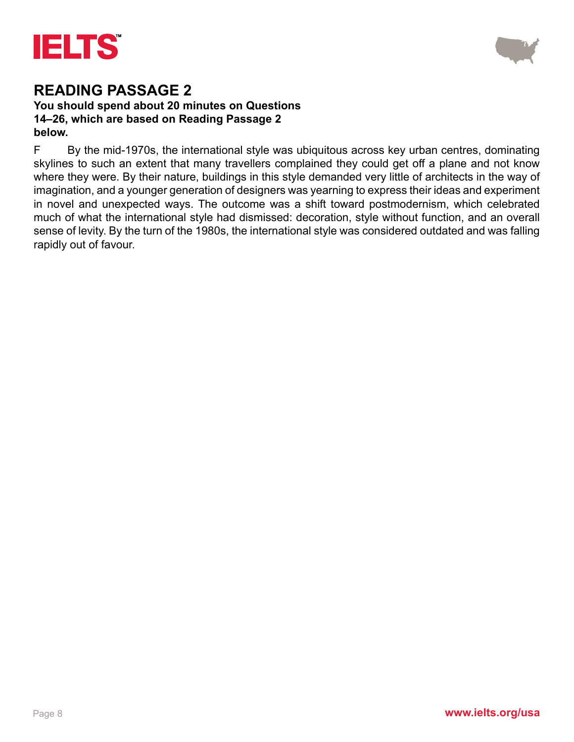## READING PASSAGE 2

**You should spend about 20 minutes on Questions 14–26, which are based on Reading Passage 2 below.**

F By the mid-1970s, the international style was ubiquitous across key urban centres, dominating skylines to such an extent that many travellers complained they could get off a plane and not know where they were. By their nature, buildings in this style demanded very little of architects in the way of imagination, and a younger generation of designers was yearning to express their ideas and experiment in novel and unexpected ways. The outcome was a shift toward postmodernism, which celebrated much of what the international style had dismissed: decoration, style without function, and an overall sense of levity. By the turn of the 1980s, the international style was considered outdated and was falling rapidly out of favour.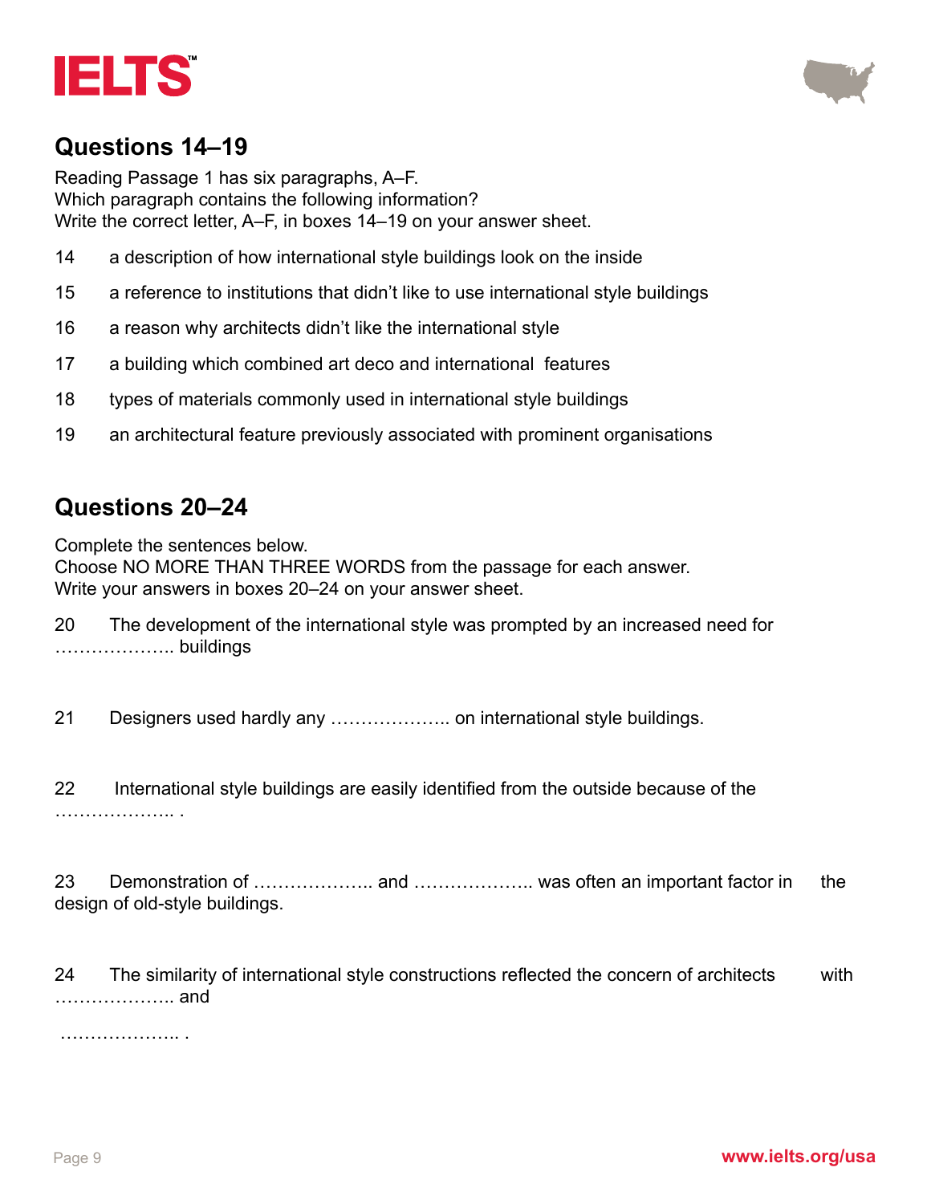## Questions 14–19

Reading Passage 1 has six paragraphs, A–F.
Which paragraph contains the following information?
Write the correct letter, A–F, in boxes 14–19 on your answer sheet.

14 a description of how international style buildings look on the inside

15 a reference to institutions that didn't like to use international style buildings

16 a reason why architects didn't like the international style

17 a building which combined art deco and international features

18 types of materials commonly used in international style buildings

19 an architectural feature previously associated with prominent organisations

## Questions 20–24

Complete the sentences below.
Choose NO MORE THAN THREE WORDS from the passage for each answer.
Write your answers in boxes 20–24 on your answer sheet.

20 The development of the international style was prompted by an increased need for ……………….. buildings

21 Designers used hardly any ……………….. on international style buildings.

22 International style buildings are easily identified from the outside because of the ……………….. .

23 Demonstration of ……………….. and ……………….. was often an important factor in the design of old-style buildings.

24 The similarity of international style constructions reflected the concern of architects with ……………….. and ……………….. .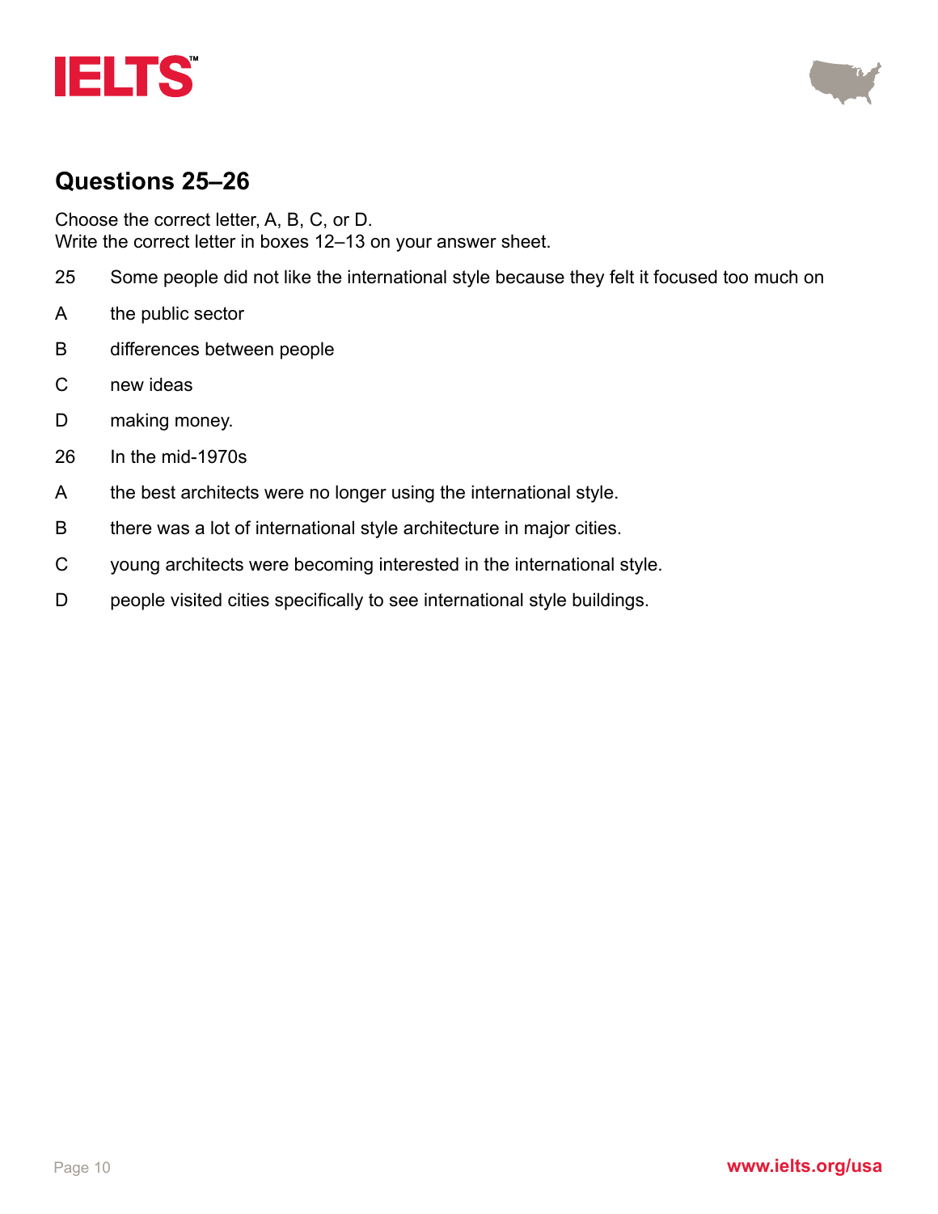## Questions 25–26

Choose the correct letter, A, B, C, or D.
Write the correct letter in boxes 12–13 on your answer sheet.

25 Some people did not like the international style because they felt it focused too much on

A the public sector

B differences between people

C new ideas

D making money.

26 In the mid-1970s

A the best architects were no longer using the international style.

B there was a lot of international style architecture in major cities.

C young architects were becoming interested in the international style.

D people visited cities specifically to see international style buildings.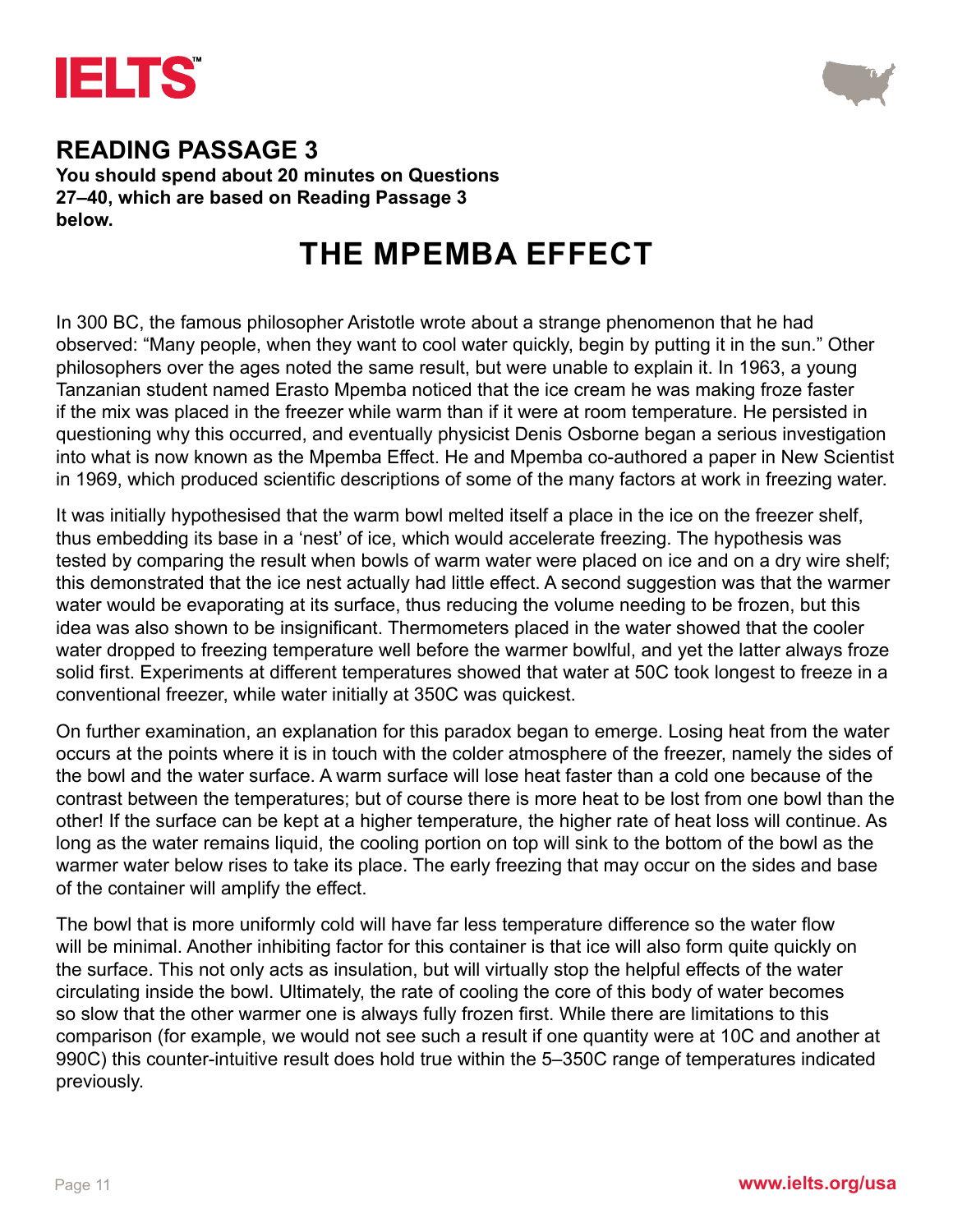## READING PASSAGE 3

**You should spend about 20 minutes on Questions 27–40, which are based on Reading Passage 3 below.**

# THE MPEMBA EFFECT

In 300 BC, the famous philosopher Aristotle wrote about a strange phenomenon that he had observed: "Many people, when they want to cool water quickly, begin by putting it in the sun." Other philosophers over the ages noted the same result, but were unable to explain it. In 1963, a young Tanzanian student named Erasto Mpemba noticed that the ice cream he was making froze faster if the mix was placed in the freezer while warm than if it were at room temperature. He persisted in questioning why this occurred, and eventually physicist Denis Osborne began a serious investigation into what is now known as the Mpemba Effect. He and Mpemba co-authored a paper in New Scientist in 1969, which produced scientific descriptions of some of the many factors at work in freezing water.

It was initially hypothesised that the warm bowl melted itself a place in the ice on the freezer shelf, thus embedding its base in a 'nest' of ice, which would accelerate freezing. The hypothesis was tested by comparing the result when bowls of warm water were placed on ice and on a dry wire shelf; this demonstrated that the ice nest actually had little effect. A second suggestion was that the warmer water would be evaporating at its surface, thus reducing the volume needing to be frozen, but this idea was also shown to be insignificant. Thermometers placed in the water showed that the cooler water dropped to freezing temperature well before the warmer bowlful, and yet the latter always froze solid first. Experiments at different temperatures showed that water at 50C took longest to freeze in a conventional freezer, while water initially at 350C was quickest.

On further examination, an explanation for this paradox began to emerge. Losing heat from the water occurs at the points where it is in touch with the colder atmosphere of the freezer, namely the sides of the bowl and the water surface. A warm surface will lose heat faster than a cold one because of the contrast between the temperatures; but of course there is more heat to be lost from one bowl than the other! If the surface can be kept at a higher temperature, the higher rate of heat loss will continue. As long as the water remains liquid, the cooling portion on top will sink to the bottom of the bowl as the warmer water below rises to take its place. The early freezing that may occur on the sides and base of the container will amplify the effect.

The bowl that is more uniformly cold will have far less temperature difference so the water flow will be minimal. Another inhibiting factor for this container is that ice will also form quite quickly on the surface. This not only acts as insulation, but will virtually stop the helpful effects of the water circulating inside the bowl. Ultimately, the rate of cooling the core of this body of water becomes so slow that the other warmer one is always fully frozen first. While there are limitations to this comparison (for example, we would not see such a result if one quantity were at 10C and another at 990C) this counter-intuitive result does hold true within the 5–350C range of temperatures indicated previously.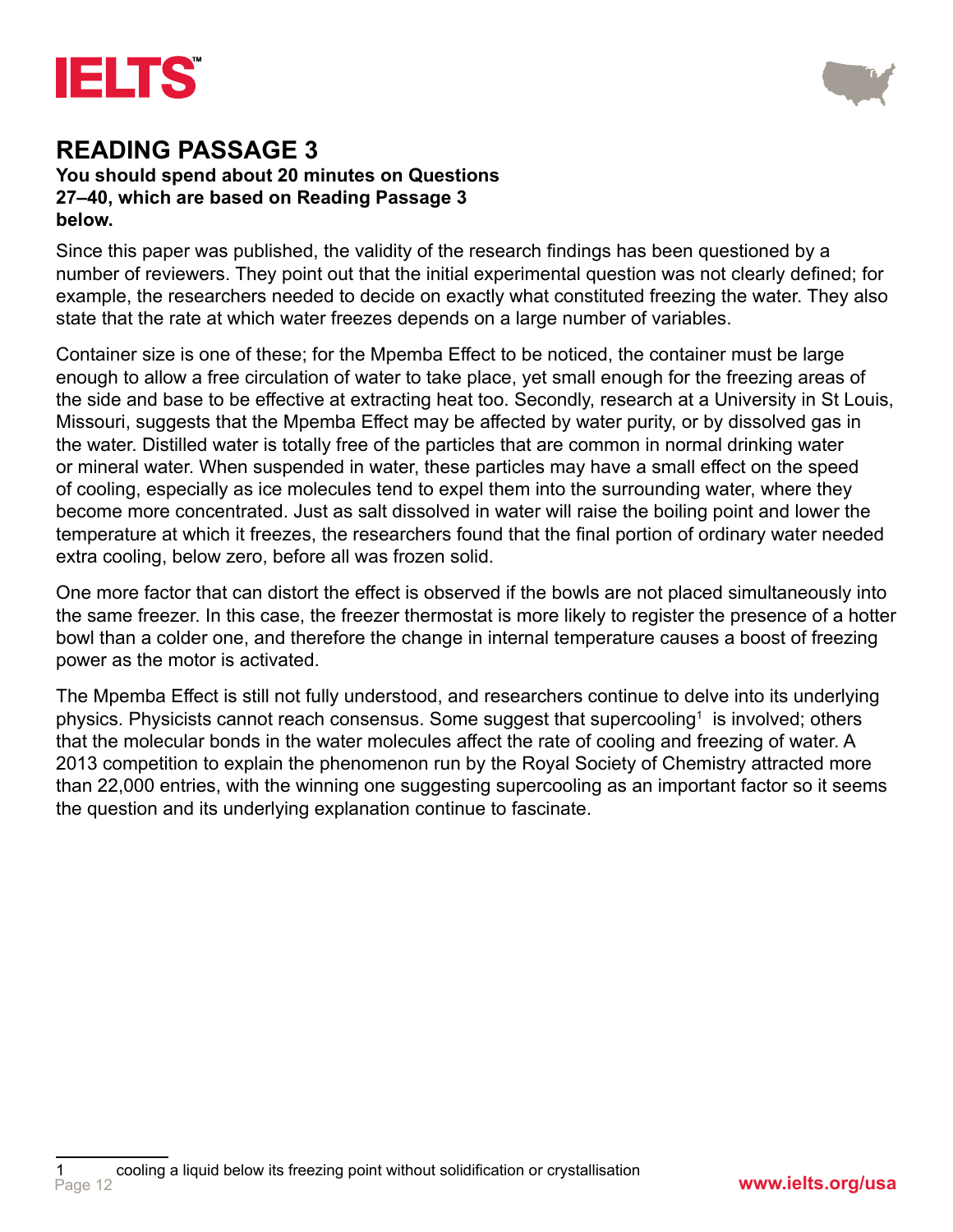## READING PASSAGE 3

**You should spend about 20 minutes on Questions 27–40, which are based on Reading Passage 3 below.**

Since this paper was published, the validity of the research findings has been questioned by a number of reviewers. They point out that the initial experimental question was not clearly defined; for example, the researchers needed to decide on exactly what constituted freezing the water. They also state that the rate at which water freezes depends on a large number of variables.

Container size is one of these; for the Mpemba Effect to be noticed, the container must be large enough to allow a free circulation of water to take place, yet small enough for the freezing areas of the side and base to be effective at extracting heat too. Secondly, research at a University in St Louis, Missouri, suggests that the Mpemba Effect may be affected by water purity, or by dissolved gas in the water. Distilled water is totally free of the particles that are common in normal drinking water or mineral water. When suspended in water, these particles may have a small effect on the speed of cooling, especially as ice molecules tend to expel them into the surrounding water, where they become more concentrated. Just as salt dissolved in water will raise the boiling point and lower the temperature at which it freezes, the researchers found that the final portion of ordinary water needed extra cooling, below zero, before all was frozen solid.

One more factor that can distort the effect is observed if the bowls are not placed simultaneously into the same freezer. In this case, the freezer thermostat is more likely to register the presence of a hotter bowl than a colder one, and therefore the change in internal temperature causes a boost of freezing power as the motor is activated.

The Mpemba Effect is still not fully understood, and researchers continue to delve into its underlying physics. Physicists cannot reach consensus. Some suggest that supercooling[1] is involved; others that the molecular bonds in the water molecules affect the rate of cooling and freezing of water. A 2013 competition to explain the phenomenon run by the Royal Society of Chemistry attracted more than 22,000 entries, with the winning one suggesting supercooling as an important factor so it seems the question and its underlying explanation continue to fascinate.

---

1 cooling a liquid below its freezing point without solidification or crystallisation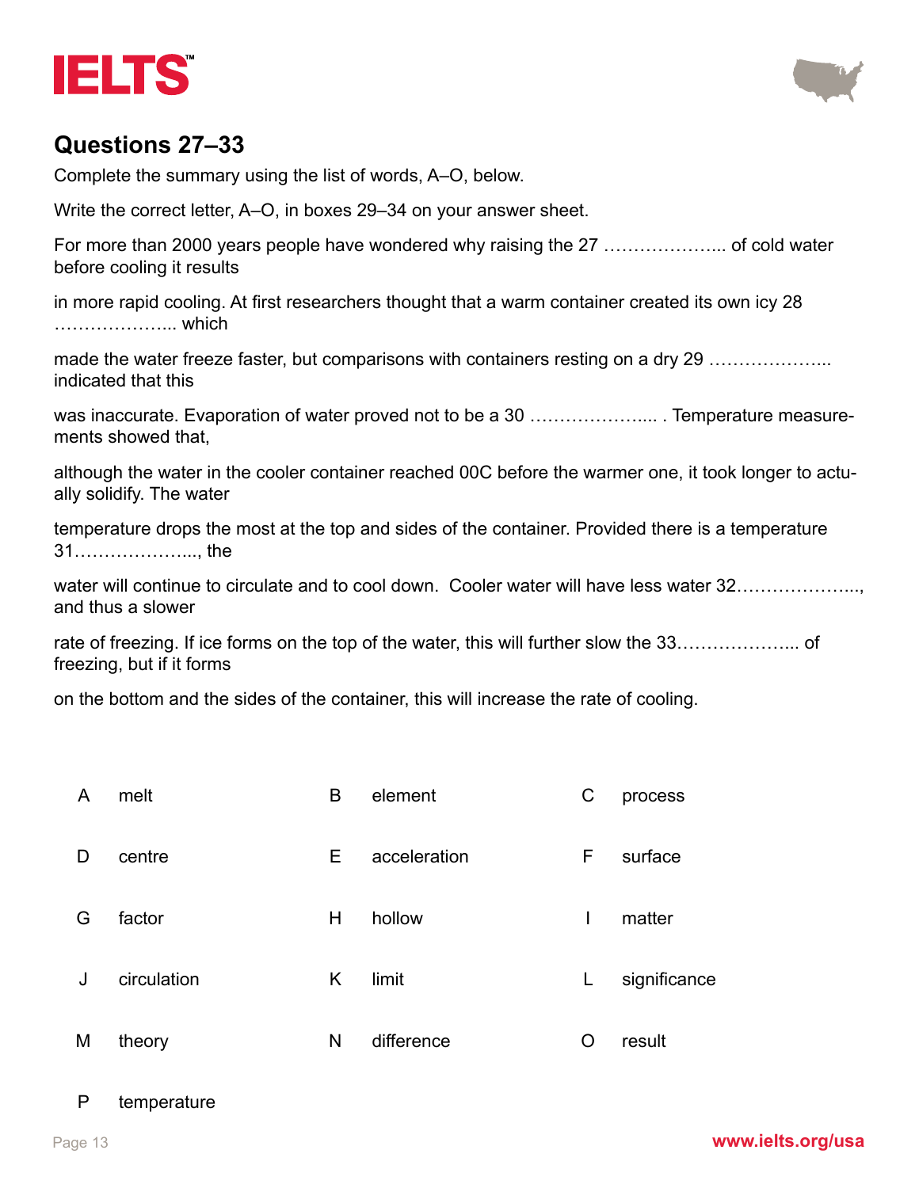## Questions 27–33

Complete the summary using the list of words, A–O, below.

Write the correct letter, A–O, in boxes 29–34 on your answer sheet.

For more than 2000 years people have wondered why raising the 27 ………………... of cold water before cooling it results

in more rapid cooling. At first researchers thought that a warm container created its own icy 28 ………………... which

made the water freeze faster, but comparisons with containers resting on a dry 29 ………………... indicated that this

was inaccurate. Evaporation of water proved not to be a 30 ………………..... . Temperature measurements showed that,

although the water in the cooler container reached 00C before the warmer one, it took longer to actually solidify. The water

temperature drops the most at the top and sides of the container. Provided there is a temperature 31………………..., the

water will continue to circulate and to cool down.  Cooler water will have less water 32………………..., and thus a slower

rate of freezing. If ice forms on the top of the water, this will further slow the 33………………... of freezing, but if it forms

on the bottom and the sides of the container, this will increase the rate of cooling.

| | | | | | |
|---|---|---|---|---|---|
| A | melt | B | element | C | process |
| D | centre | E | acceleration | F | surface |
| G | factor | H | hollow | I | matter |
| J | circulation | K | limit | L | significance |
| M | theory | N | difference | O | result |
| P | temperature | | | | |

www.ielts.org/usa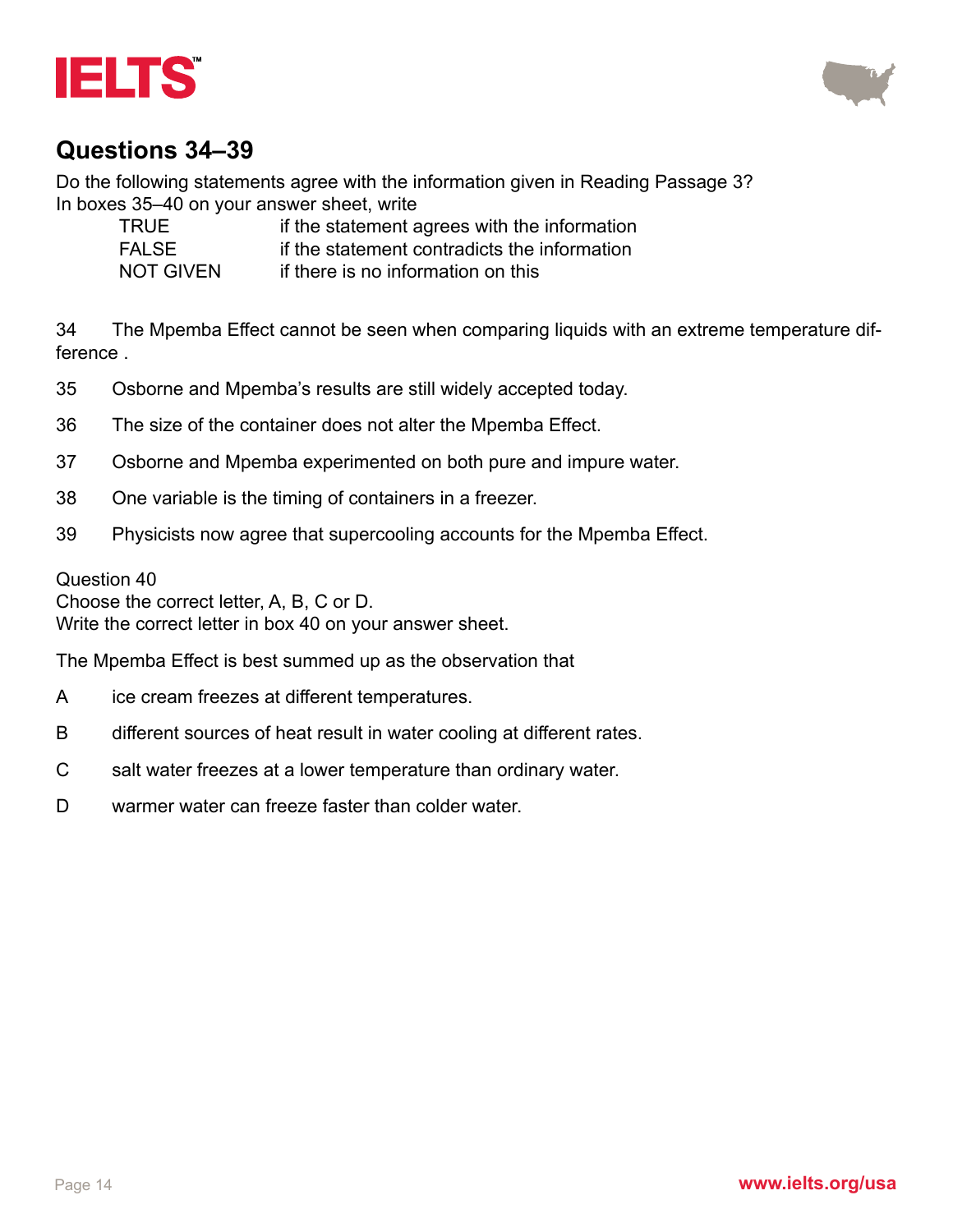## Questions 34–39

Do the following statements agree with the information given in Reading Passage 3?
In boxes 35–40 on your answer sheet, write

| | |
|---|---|
| TRUE | if the statement agrees with the information |
| FALSE | if the statement contradicts the information |
| NOT GIVEN | if there is no information on this |

34 The Mpemba Effect cannot be seen when comparing liquids with an extreme temperature difference .

35 Osborne and Mpemba's results are still widely accepted today.

36 The size of the container does not alter the Mpemba Effect.

37 Osborne and Mpemba experimented on both pure and impure water.

38 One variable is the timing of containers in a freezer.

39 Physicists now agree that supercooling accounts for the Mpemba Effect.

Question 40
Choose the correct letter, A, B, C or D.
Write the correct letter in box 40 on your answer sheet.

The Mpemba Effect is best summed up as the observation that

A ice cream freezes at different temperatures.

B different sources of heat result in water cooling at different rates.

C salt water freezes at a lower temperature than ordinary water.

D warmer water can freeze faster than colder water.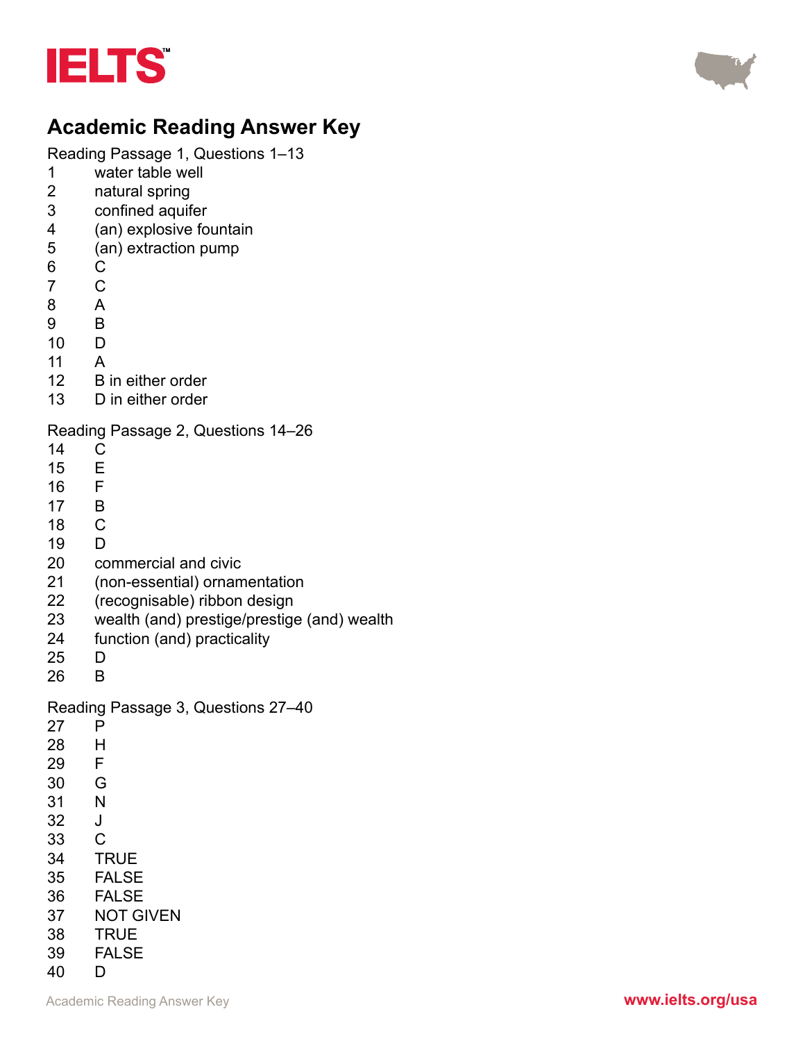IELTS

# Academic Reading Answer Key

Reading Passage 1, Questions 1–13

1 water table well
2 natural spring
3 confined aquifer
4 (an) explosive fountain
5 (an) extraction pump
6 C
7 C
8 A
9 B
10 D
11 A
12 B in either order
13 D in either order

Reading Passage 2, Questions 14–26

14 C
15 E
16 F
17 B
18 C
19 D
20 commercial and civic
21 (non-essential) ornamentation
22 (recognisable) ribbon design
23 wealth (and) prestige/prestige (and) wealth
24 function (and) practicality
25 D
26 B

Reading Passage 3, Questions 27–40

27 P
28 H
29 F
30 G
31 N
32 J
33 C
34 TRUE
35 FALSE
36 FALSE
37 NOT GIVEN
38 TRUE
39 FALSE
40 D

Academic Reading Answer Key

www.ielts.org/usa